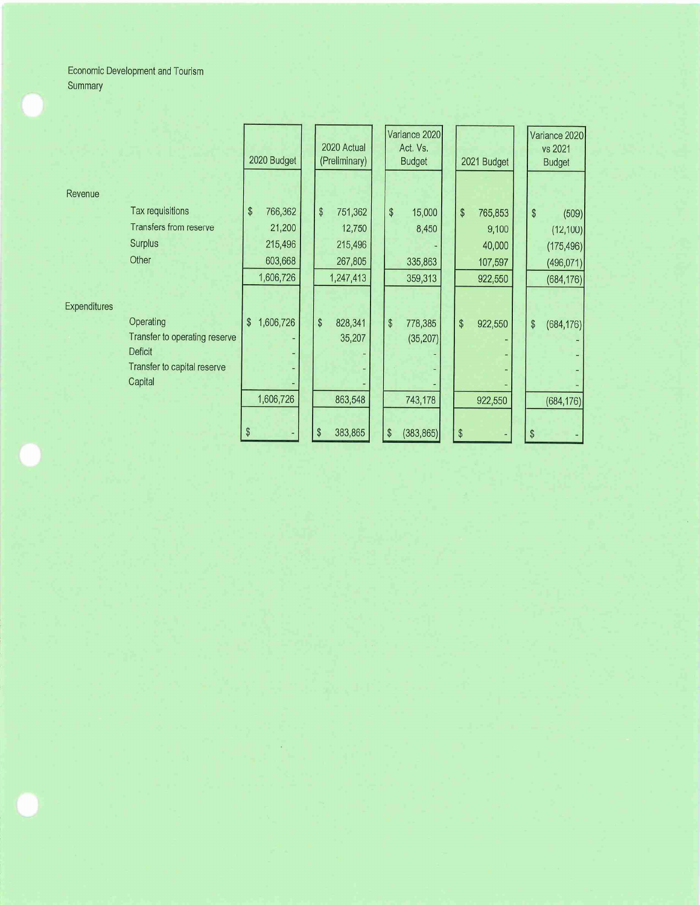Economic Development and Tourism
Summary

| | | 2020 Budget | 2020 Actual (Preliminary) | Variance 2020 Act. Vs. Budget | 2021 Budget | Variance 2020 vs 2021 Budget |
|---|---|---|---|---|---|---|
| Revenue | | | | | | |
| | Tax requisitions | $ 766,362 | $ 751,362 | $ 15,000 | $ 765,853 | $ (509) |
| | Transfers from reserve | 21,200 | 12,750 | 8,450 | 9,100 | (12,100) |
| | Surplus | 215,496 | 215,496 | - | 40,000 | (175,496) |
| | Other | 603,668 | 267,805 | 335,863 | 107,597 | (496,071) |
| | | 1,606,726 | 1,247,413 | 359,313 | 922,550 | (684,176) |
| Expenditures | | | | | | |
| | Operating | $ 1,606,726 | $ 828,341 | $ 778,385 | $ 922,550 | $ (684,176) |
| | Transfer to operating reserve | - | 35,207 | (35,207) | - | - |
| | Deficit | - | - | - | - | - |
| | Transfer to capital reserve | - | - | - | - | - |
| | Capital | - | - | - | - | - |
| | | 1,606,726 | 863,548 | 743,178 | 922,550 | (684,176) |
| | | $ - | $ 383,865 | $ (383,865) | $ - | $ - |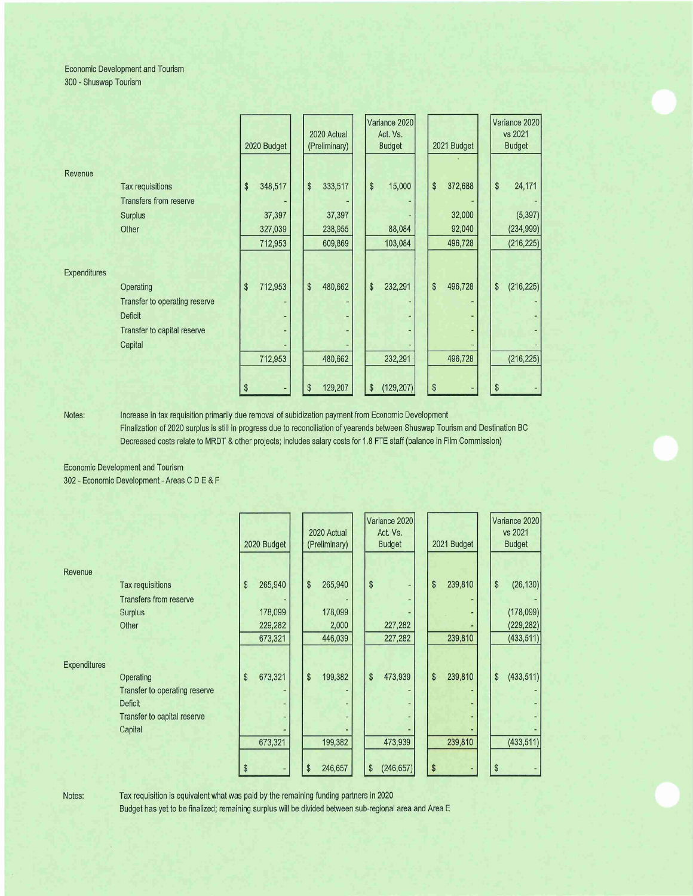Economic Development and Tourism
300 - Shuswap Tourism

| | | 2020 Budget | 2020 Actual (Preliminary) | Variance 2020 Act. Vs. Budget | 2021 Budget | Variance 2020 vs 2021 Budget |
|---|---|---|---|---|---|---|
| Revenue | | | | | | |
| | Tax requisitions | $ 348,517 | $ 333,517 | $ 15,000 | $ 372,688 | $ 24,171 |
| | Transfers from reserve | - | - | - | - | - |
| | Surplus | 37,397 | 37,397 | - | 32,000 | (5,397) |
| | Other | 327,039 | 238,955 | 88,084 | 92,040 | (234,999) |
| | | 712,953 | 609,869 | 103,084 | 496,728 | (216,225) |
| Expenditures | | | | | | |
| | Operating | $ 712,953 | $ 480,662 | $ 232,291 | $ 496,728 | $ (216,225) |
| | Transfer to operating reserve | - | - | - | - | - |
| | Deficit | - | - | - | - | - |
| | Transfer to capital reserve | - | - | - | - | - |
| | Capital | - | - | - | - | - |
| | | 712,953 | 480,662 | 232,291 | 496,728 | (216,225) |
| | | $ - | $ 129,207 | $ (129,207) | $ - | $ - |

Notes:

Increase in tax requisition primarily due removal of subidization payment from Economic Development
Finalization of 2020 surplus is still in progress due to reconciliation of yearends between Shuswap Tourism and Destination BC
Decreased costs relate to MRDT & other projects; includes salary costs for 1.8 FTE staff (balance in Film Commission)

Economic Development and Tourism
302 - Economic Development - Areas C D E & F

| | | 2020 Budget | 2020 Actual (Preliminary) | Variance 2020 Act. Vs. Budget | 2021 Budget | Variance 2020 vs 2021 Budget |
|---|---|---|---|---|---|---|
| Revenue | | | | | | |
| | Tax requisitions | $ 265,940 | $ 265,940 | $ - | $ 239,810 | $ (26,130) |
| | Transfers from reserve | - | - | - | - | - |
| | Surplus | 178,099 | 178,099 | - | - | (178,099) |
| | Other | 229,282 | 2,000 | 227,282 | - | (229,282) |
| | | 673,321 | 446,039 | 227,282 | 239,810 | (433,511) |
| Expenditures | | | | | | |
| | Operating | $ 673,321 | $ 199,382 | $ 473,939 | $ 239,810 | $ (433,511) |
| | Transfer to operating reserve | - | - | - | - | - |
| | Deficit | - | - | - | - | - |
| | Transfer to capital reserve | - | - | - | - | - |
| | Capital | - | - | - | - | - |
| | | 673,321 | 199,382 | 473,939 | 239,810 | (433,511) |
| | | $ - | $ 246,657 | $ (246,657) | $ - | $ - |

Notes:

Tax requisition is equivalent what was paid by the remaining funding partners in 2020
Budget has yet to be finalized; remaining surplus will be divided between sub-regional area and Area E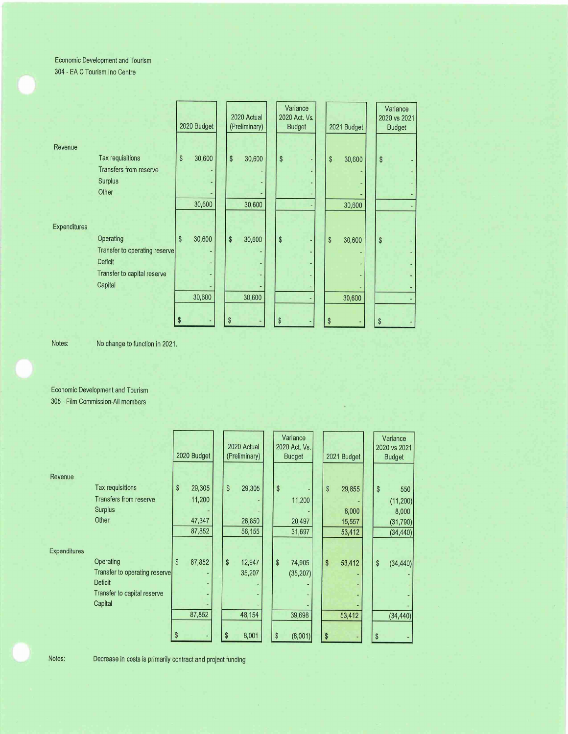Economic Development and Tourism
304 - EA C Tourism Ino Centre

| | | 2020 Budget | 2020 Actual (Preliminary) | Variance 2020 Act. Vs. Budget | 2021 Budget | Variance 2020 vs 2021 Budget |
|---|---|---|---|---|---|---|
| Revenue | | | | | | |
| | Tax requisitions | $ 30,600 | $ 30,600 | $ - | $ 30,600 | $ - |
| | Transfers from reserve | - | - | - | - | - |
| | Surplus | - | - | - | - | - |
| | Other | - | - | - | - | - |
| | | 30,600 | 30,600 | - | 30,600 | - |
| Expenditures | | | | | | |
| | Operating | $ 30,600 | $ 30,600 | $ - | $ 30,600 | $ - |
| | Transfer to operating reserve | - | - | - | - | - |
| | Deficit | - | - | - | - | - |
| | Transfer to capital reserve | - | - | - | - | - |
| | Capital | - | - | - | - | - |
| | | 30,600 | 30,600 | - | 30,600 | - |
| | | $ - | $ - | $ - | $ - | $ - |

Notes: No change to function in 2021.

Economic Development and Tourism
305 - Film Commission-All members

| | | 2020 Budget | 2020 Actual (Preliminary) | Variance 2020 Act. Vs. Budget | 2021 Budget | Variance 2020 vs 2021 Budget |
|---|---|---|---|---|---|---|
| Revenue | | | | | | |
| | Tax requisitions | $ 29,305 | $ 29,305 | $ - | $ 29,855 | $ 550 |
| | Transfers from reserve | 11,200 | - | 11,200 | - | (11,200) |
| | Surplus | - | - | - | 8,000 | 8,000 |
| | Other | 47,347 | 26,850 | 20,497 | 15,557 | (31,790) |
| | | 87,852 | 56,155 | 31,697 | 53,412 | (34,440) |
| Expenditures | | | | | | |
| | Operating | $ 87,852 | $ 12,947 | $ 74,905 | $ 53,412 | $ (34,440) |
| | Transfer to operating reserve | - | 35,207 | (35,207) | - | - |
| | Deficit | - | - | - | - | - |
| | Transfer to capital reserve | - | - | - | - | - |
| | Capital | - | - | - | - | - |
| | | 87,852 | 48,154 | 39,698 | 53,412 | (34,440) |
| | | $ - | $ 8,001 | $ (8,001) | $ - | $ - |

Notes: Decrease in costs is primarily contract and project funding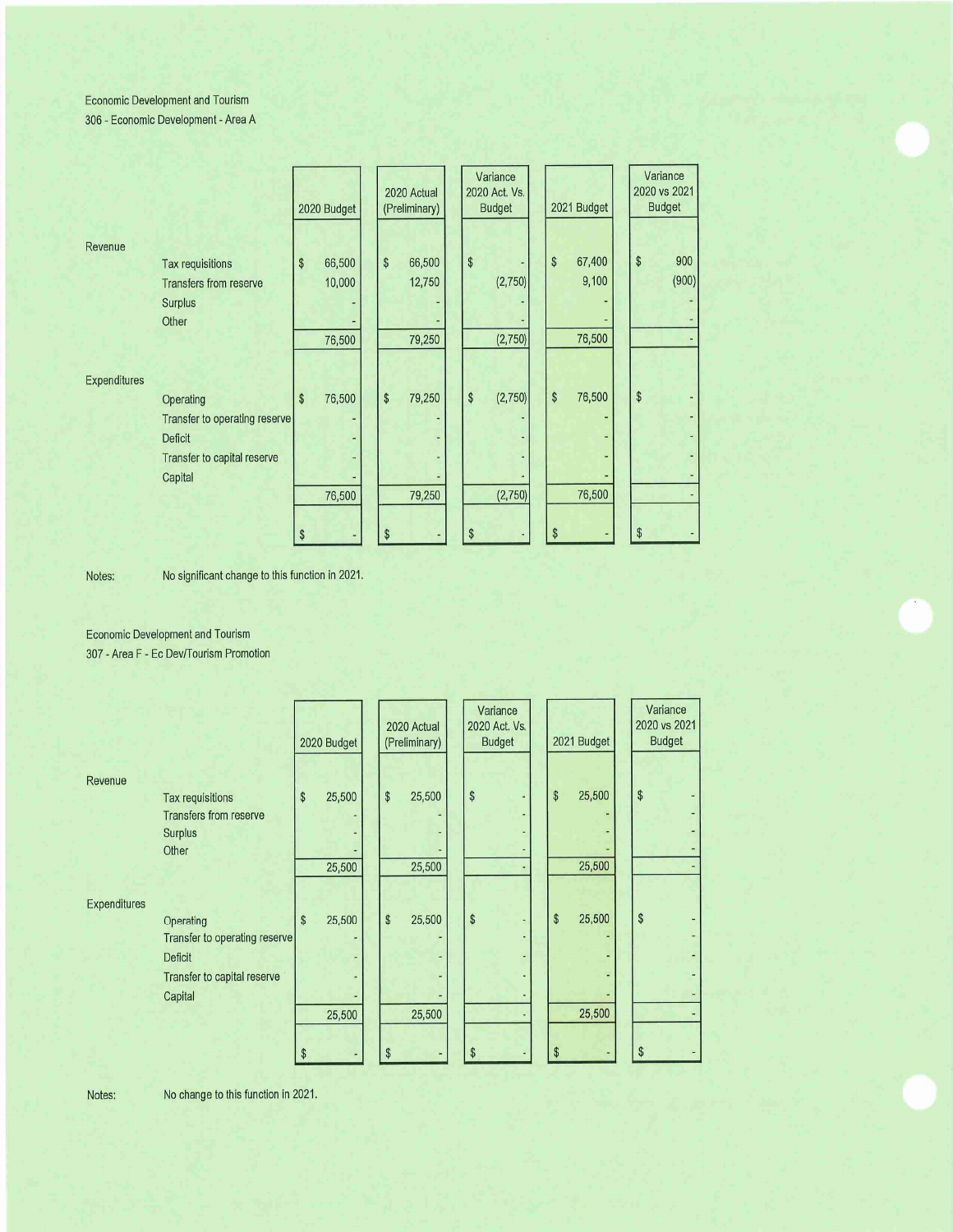Economic Development and Tourism
306 - Economic Development - Area A

| | | 2020 Budget | 2020 Actual (Preliminary) | Variance 2020 Act. Vs. Budget | 2021 Budget | Variance 2020 vs 2021 Budget |
|---|---|---|---|---|---|---|
| Revenue | | | | | | |
| | Tax requisitions | $ 66,500 | $ 66,500 | $ - | $ 67,400 | $ 900 |
| | Transfers from reserve | 10,000 | 12,750 | (2,750) | 9,100 | (900) |
| | Surplus | - | - | - | - | - |
| | Other | - | - | - | - | - |
| | | 76,500 | 79,250 | (2,750) | 76,500 | - |
| Expenditures | | | | | | |
| | Operating | $ 76,500 | $ 79,250 | $ (2,750) | $ 76,500 | $ - |
| | Transfer to operating reserve | - | - | - | - | - |
| | Deficit | - | - | - | - | - |
| | Transfer to capital reserve | - | - | - | - | - |
| | Capital | - | - | - | - | - |
| | | 76,500 | 79,250 | (2,750) | 76,500 | - |
| | | $ - | $ - | $ - | $ - | $ - |

Notes: No significant change to this function in 2021.

Economic Development and Tourism
307 - Area F - Ec Dev/Tourism Promotion

| | | 2020 Budget | 2020 Actual (Preliminary) | Variance 2020 Act. Vs. Budget | 2021 Budget | Variance 2020 vs 2021 Budget |
|---|---|---|---|---|---|---|
| Revenue | | | | | | |
| | Tax requisitions | $ 25,500 | $ 25,500 | $ - | $ 25,500 | $ - |
| | Transfers from reserve | - | - | - | - | - |
| | Surplus | - | - | - | - | - |
| | Other | - | - | - | - | - |
| | | 25,500 | 25,500 | - | 25,500 | - |
| Expenditures | | | | | | |
| | Operating | $ 25,500 | $ 25,500 | $ - | $ 25,500 | $ - |
| | Transfer to operating reserve | - | - | - | - | - |
| | Deficit | - | - | - | - | - |
| | Transfer to capital reserve | - | - | - | - | - |
| | Capital | - | - | - | - | - |
| | | 25,500 | 25,500 | - | 25,500 | - |
| | | $ - | $ - | $ - | $ - | $ - |

Notes: No change to this function in 2021.